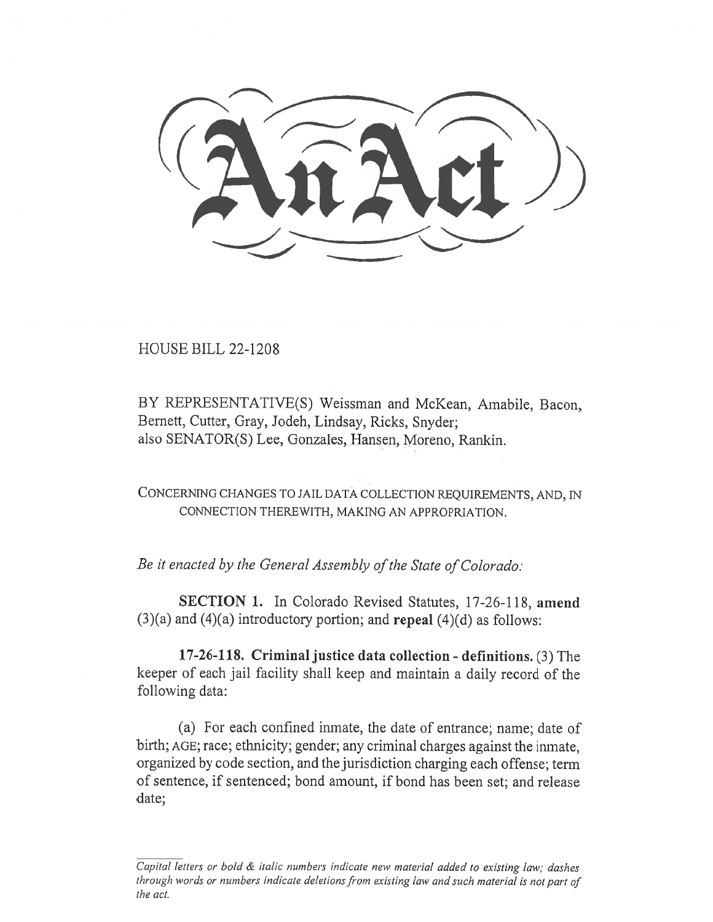# An Act

HOUSE BILL 22-1208

BY REPRESENTATIVE(S) Weissman and McKean, Amabile, Bacon, Bernett, Cutter, Gray, Jodeh, Lindsay, Ricks, Snyder;
also SENATOR(S) Lee, Gonzales, Hansen, Moreno, Rankin.

CONCERNING CHANGES TO JAIL DATA COLLECTION REQUIREMENTS, AND, IN CONNECTION THEREWITH, MAKING AN APPROPRIATION.

*Be it enacted by the General Assembly of the State of Colorado:*

**SECTION 1.** In Colorado Revised Statutes, 17-26-118, **amend** (3)(a) and (4)(a) introductory portion; and **repeal** (4)(d) as follows:

**17-26-118. Criminal justice data collection - definitions.** (3) The keeper of each jail facility shall keep and maintain a daily record of the following data:

(a) For each confined inmate, the date of entrance; name; date of birth; AGE; race; ethnicity; gender; any criminal charges against the inmate, organized by code section, and the jurisdiction charging each offense; term of sentence, if sentenced; bond amount, if bond has been set; and release date;

*Capital letters or bold & italic numbers indicate new material added to existing law; dashes through words or numbers indicate deletions from existing law and such material is not part of the act.*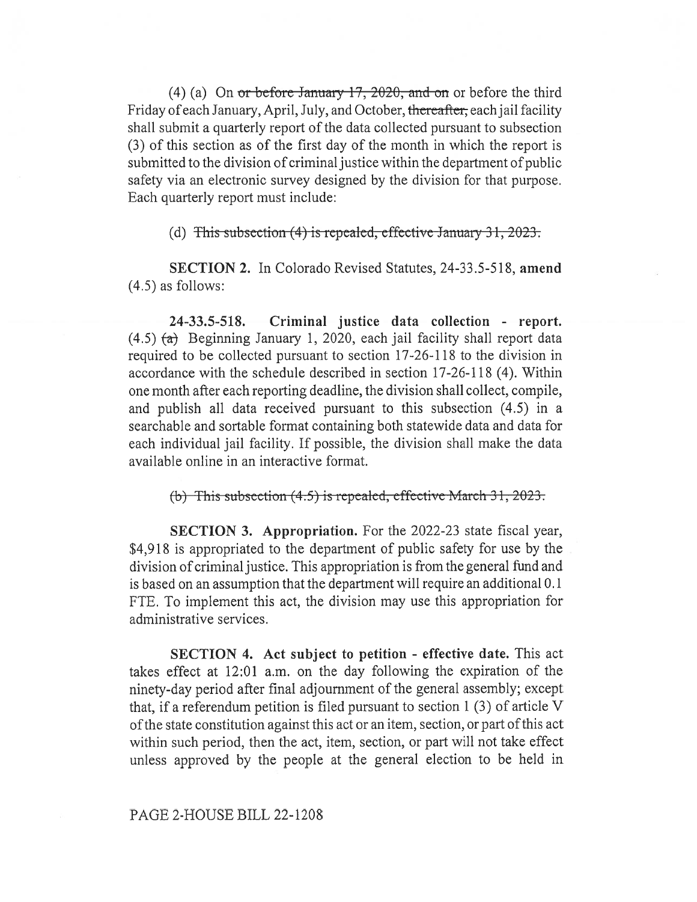(4) (a) On ~~or before January 17, 2020, and on~~ or before the third Friday of each January, April, July, and October, ~~thereafter,~~ each jail facility shall submit a quarterly report of the data collected pursuant to subsection (3) of this section as of the first day of the month in which the report is submitted to the division of criminal justice within the department of public safety via an electronic survey designed by the division for that purpose. Each quarterly report must include:

(d) ~~This subsection (4) is repealed, effective January 31, 2023.~~

**SECTION 2.** In Colorado Revised Statutes, 24-33.5-518, **amend** (4.5) as follows:

**24-33.5-518. Criminal justice data collection - report.** (4.5) ~~(a)~~ Beginning January 1, 2020, each jail facility shall report data required to be collected pursuant to section 17-26-118 to the division in accordance with the schedule described in section 17-26-118 (4). Within one month after each reporting deadline, the division shall collect, compile, and publish all data received pursuant to this subsection (4.5) in a searchable and sortable format containing both statewide data and data for each individual jail facility. If possible, the division shall make the data available online in an interactive format.

~~(b) This subsection (4.5) is repealed, effective March 31, 2023.~~

**SECTION 3. Appropriation.** For the 2022-23 state fiscal year, $4,918 is appropriated to the department of public safety for use by the division of criminal justice. This appropriation is from the general fund and is based on an assumption that the department will require an additional 0.1 FTE. To implement this act, the division may use this appropriation for administrative services.

**SECTION 4. Act subject to petition - effective date.** This act takes effect at 12:01 a.m. on the day following the expiration of the ninety-day period after final adjournment of the general assembly; except that, if a referendum petition is filed pursuant to section 1 (3) of article V of the state constitution against this act or an item, section, or part of this act within such period, then the act, item, section, or part will not take effect unless approved by the people at the general election to be held in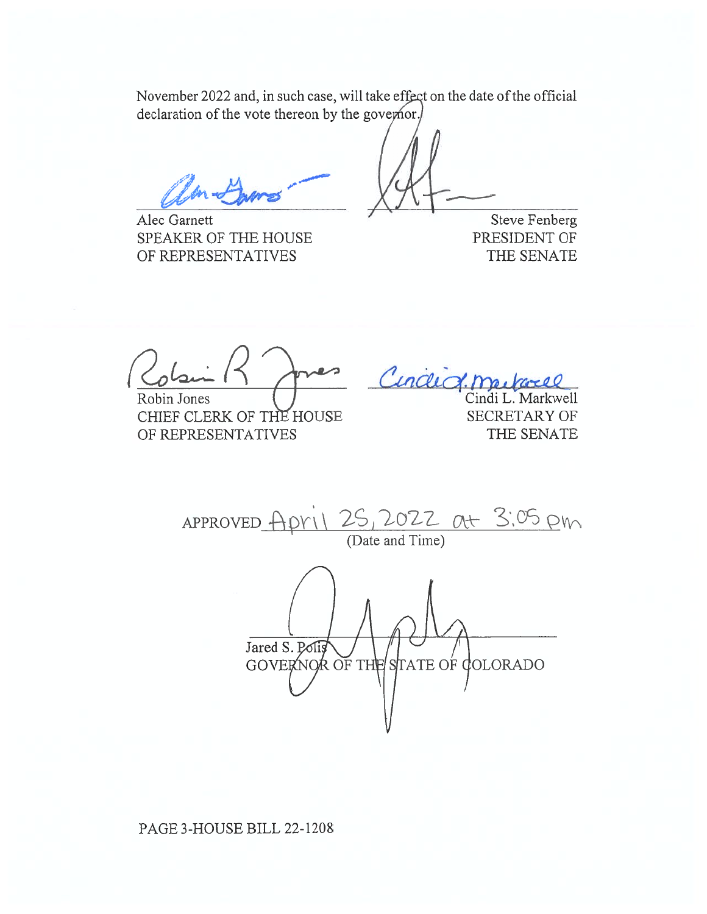November 2022 and, in such case, will take effect on the date of the official declaration of the vote thereon by the governor.

Alec Garnett
SPEAKER OF THE HOUSE
OF REPRESENTATIVES

Steve Fenberg
PRESIDENT OF
THE SENATE

Robin Jones
CHIEF CLERK OF THE HOUSE
OF REPRESENTATIVES

Cindi L. Markwell
SECRETARY OF
THE SENATE

APPROVED April 25, 2022 at 3:05 pm
(Date and Time)

Jared S. Polis
GOVERNOR OF THE STATE OF COLORADO

PAGE 3-HOUSE BILL 22-1208